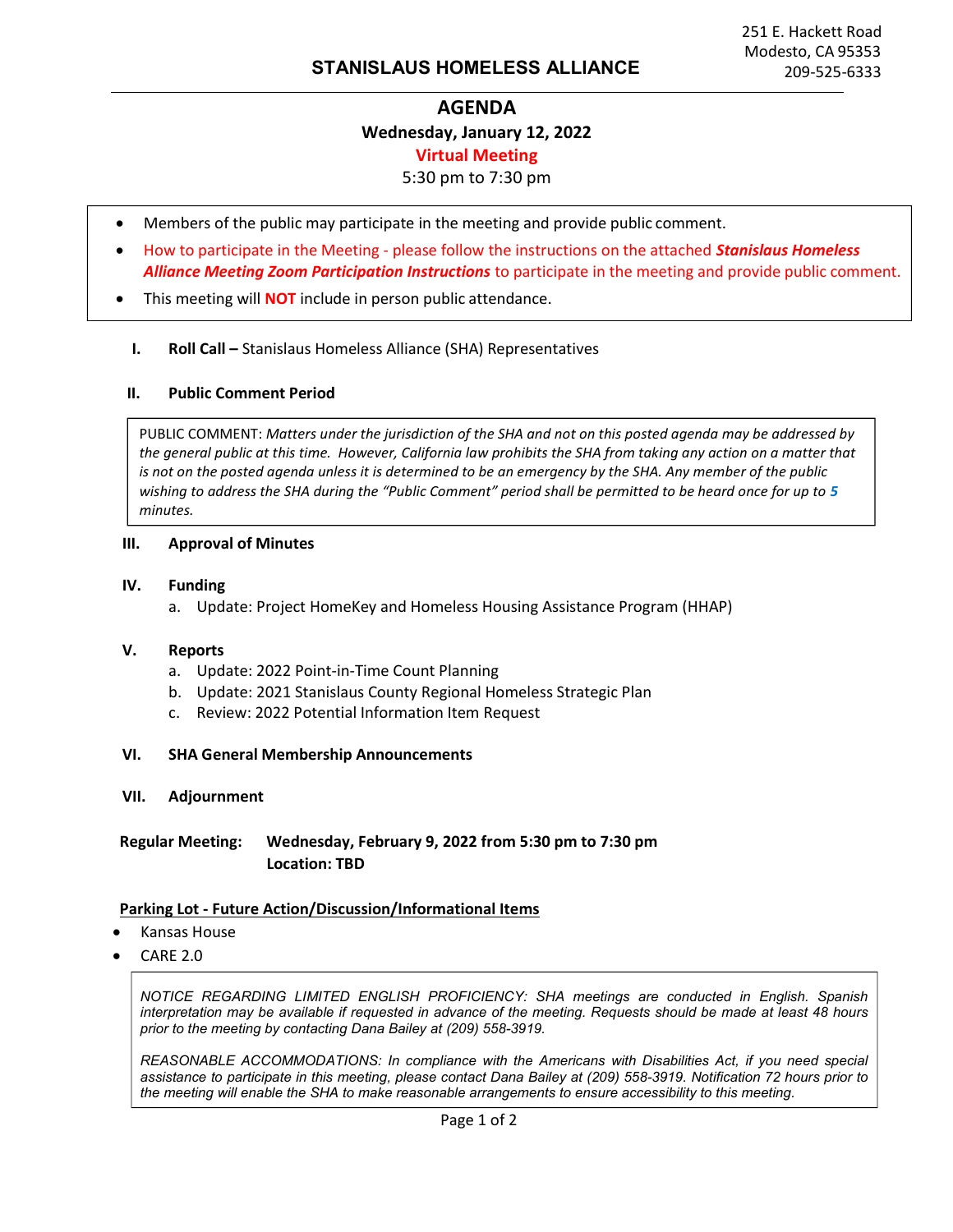251 E. Hackett Road
Modesto, CA 95353
209-525-6333

# STANISLAUS HOMELESS ALLIANCE

## AGENDA

**Wednesday, January 12, 2022**

**Virtual Meeting**

5:30 pm to 7:30 pm

- Members of the public may participate in the meeting and provide public comment.
- How to participate in the Meeting - please follow the instructions on the attached ***Stanislaus Homeless Alliance Meeting Zoom Participation Instructions*** to participate in the meeting and provide public comment.
- This meeting will **NOT** include in person public attendance.

**I. Roll Call –** Stanislaus Homeless Alliance (SHA) Representatives

**II. Public Comment Period**

> PUBLIC COMMENT: *Matters under the jurisdiction of the SHA and not on this posted agenda may be addressed by the general public at this time. However, California law prohibits the SHA from taking any action on a matter that is not on the posted agenda unless it is determined to be an emergency by the SHA. Any member of the public wishing to address the SHA during the "Public Comment" period shall be permitted to be heard once for up to **5** minutes.*

**III. Approval of Minutes**

**IV. Funding**

a. Update: Project HomeKey and Homeless Housing Assistance Program (HHAP)

**V. Reports**

a. Update: 2022 Point-in-Time Count Planning
b. Update: 2021 Stanislaus County Regional Homeless Strategic Plan
c. Review: 2022 Potential Information Item Request

**VI. SHA General Membership Announcements**

**VII. Adjournment**

**Regular Meeting:** **Wednesday, February 9, 2022 from 5:30 pm to 7:30 pm**
**Location: TBD**

**Parking Lot - Future Action/Discussion/Informational Items**

- Kansas House
- CARE 2.0

> *NOTICE REGARDING LIMITED ENGLISH PROFICIENCY: SHA meetings are conducted in English. Spanish interpretation may be available if requested in advance of the meeting. Requests should be made at least 48 hours prior to the meeting by contacting Dana Bailey at (209) 558-3919.*
>
> *REASONABLE ACCOMMODATIONS: In compliance with the Americans with Disabilities Act, if you need special assistance to participate in this meeting, please contact Dana Bailey at (209) 558-3919. Notification 72 hours prior to the meeting will enable the SHA to make reasonable arrangements to ensure accessibility to this meeting.*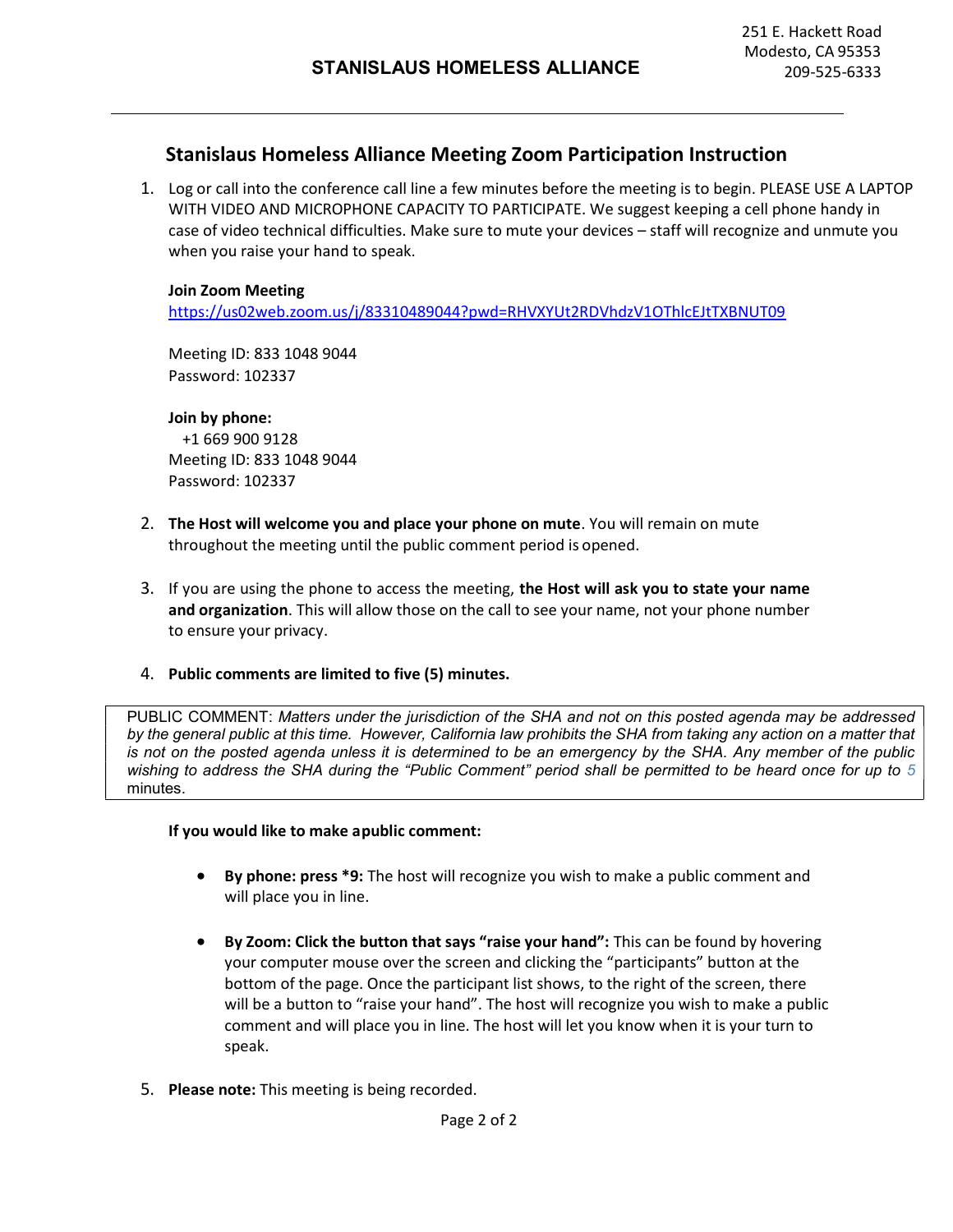# STANISLAUS HOMELESS ALLIANCE

251 E. Hackett Road
Modesto, CA 95353
209-525-6333

## Stanislaus Homeless Alliance Meeting Zoom Participation Instruction

1. Log or call into the conference call line a few minutes before the meeting is to begin. PLEASE USE A LAPTOP WITH VIDEO AND MICROPHONE CAPACITY TO PARTICIPATE. We suggest keeping a cell phone handy in case of video technical difficulties. Make sure to mute your devices – staff will recognize and unmute you when you raise your hand to speak.

   **Join Zoom Meeting**
   https://us02web.zoom.us/j/83310489044?pwd=RHVXYUt2RDVhdzV1OThlcEJtTXBNUT09

   Meeting ID: 833 1048 9044
   Password: 102337

   **Join by phone:**
   +1 669 900 9128
   Meeting ID: 833 1048 9044
   Password: 102337

2. **The Host will welcome you and place your phone on mute**. You will remain on mute throughout the meeting until the public comment period is opened.

3. If you are using the phone to access the meeting, **the Host will ask you to state your name and organization**. This will allow those on the call to see your name, not your phone number to ensure your privacy.

4. **Public comments are limited to five (5) minutes.**

| |
|---|
| PUBLIC COMMENT: *Matters under the jurisdiction of the SHA and not on this posted agenda may be addressed by the general public at this time. However, California law prohibits the SHA from taking any action on a matter that is not on the posted agenda unless it is determined to be an emergency by the SHA. Any member of the public wishing to address the SHA during the "Public Comment" period shall be permitted to be heard once for up to 5* minutes. |

   **If you would like to make apublic comment:**

   - **By phone: press *9:** The host will recognize you wish to make a public comment and will place you in line.

   - **By Zoom: Click the button that says "raise your hand":** This can be found by hovering your computer mouse over the screen and clicking the "participants" button at the bottom of the page. Once the participant list shows, to the right of the screen, there will be a button to "raise your hand". The host will recognize you wish to make a public comment and will place you in line. The host will let you know when it is your turn to speak.

5. **Please note:** This meeting is being recorded.